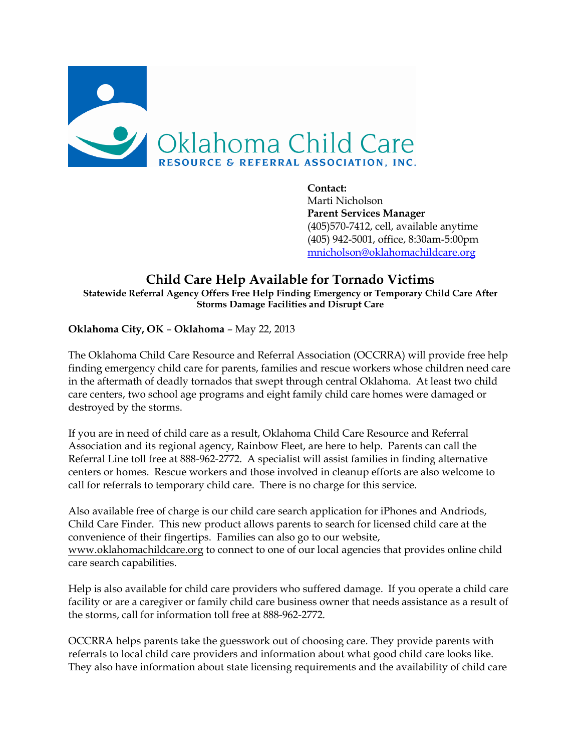Oklahoma Child Care
RESOURCE & REFERRAL ASSOCIATION, INC.

**Contact:**
Marti Nicholson
**Parent Services Manager**
(405)570-7412, cell, available anytime
(405) 942-5001, office, 8:30am-5:00pm
mnicholson@oklahomachildcare.org

# Child Care Help Available for Tornado Victims

**Statewide Referral Agency Offers Free Help Finding Emergency or Temporary Child Care After Storms Damage Facilities and Disrupt Care**

**Oklahoma City, OK – Oklahoma** – May 22, 2013

The Oklahoma Child Care Resource and Referral Association (OCCRRA) will provide free help finding emergency child care for parents, families and rescue workers whose children need care in the aftermath of deadly tornados that swept through central Oklahoma. At least two child care centers, two school age programs and eight family child care homes were damaged or destroyed by the storms.

If you are in need of child care as a result, Oklahoma Child Care Resource and Referral Association and its regional agency, Rainbow Fleet, are here to help. Parents can call the Referral Line toll free at 888-962-2772. A specialist will assist families in finding alternative centers or homes. Rescue workers and those involved in cleanup efforts are also welcome to call for referrals to temporary child care. There is no charge for this service.

Also available free of charge is our child care search application for iPhones and Andriods, Child Care Finder. This new product allows parents to search for licensed child care at the convenience of their fingertips. Families can also go to our website, www.oklahomachildcare.org to connect to one of our local agencies that provides online child care search capabilities.

Help is also available for child care providers who suffered damage. If you operate a child care facility or are a caregiver or family child care business owner that needs assistance as a result of the storms, call for information toll free at 888-962-2772.

OCCRRA helps parents take the guesswork out of choosing care. They provide parents with referrals to local child care providers and information about what good child care looks like. They also have information about state licensing requirements and the availability of child care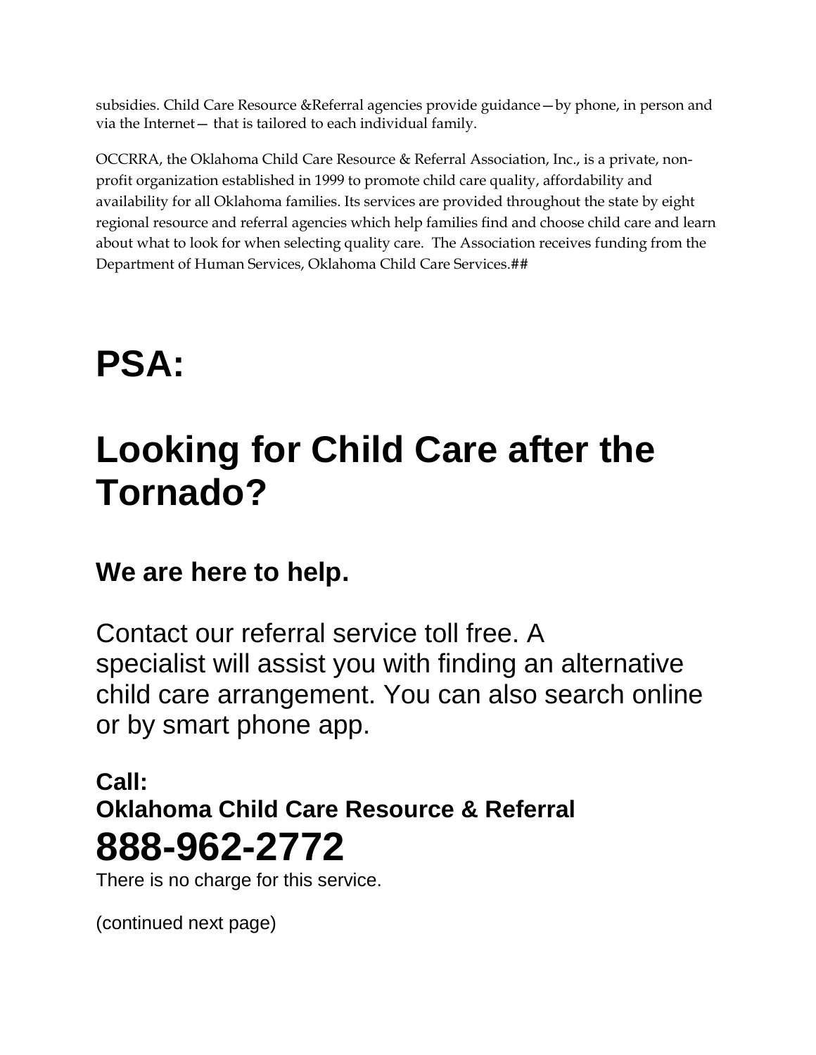subsidies. Child Care Resource &Referral agencies provide guidance—by phone, in person and via the Internet— that is tailored to each individual family.

OCCRRA, the Oklahoma Child Care Resource & Referral Association, Inc., is a private, non-profit organization established in 1999 to promote child care quality, affordability and availability for all Oklahoma families. Its services are provided throughout the state by eight regional resource and referral agencies which help families find and choose child care and learn about what to look for when selecting quality care. The Association receives funding from the Department of Human Services, Oklahoma Child Care Services.##

# PSA:

# Looking for Child Care after the Tornado?

## We are here to help.

Contact our referral service toll free. A specialist will assist you with finding an alternative child care arrangement. You can also search online or by smart phone app.

**Call:**
**Oklahoma Child Care Resource & Referral**

# 888-962-2772

There is no charge for this service.

(continued next page)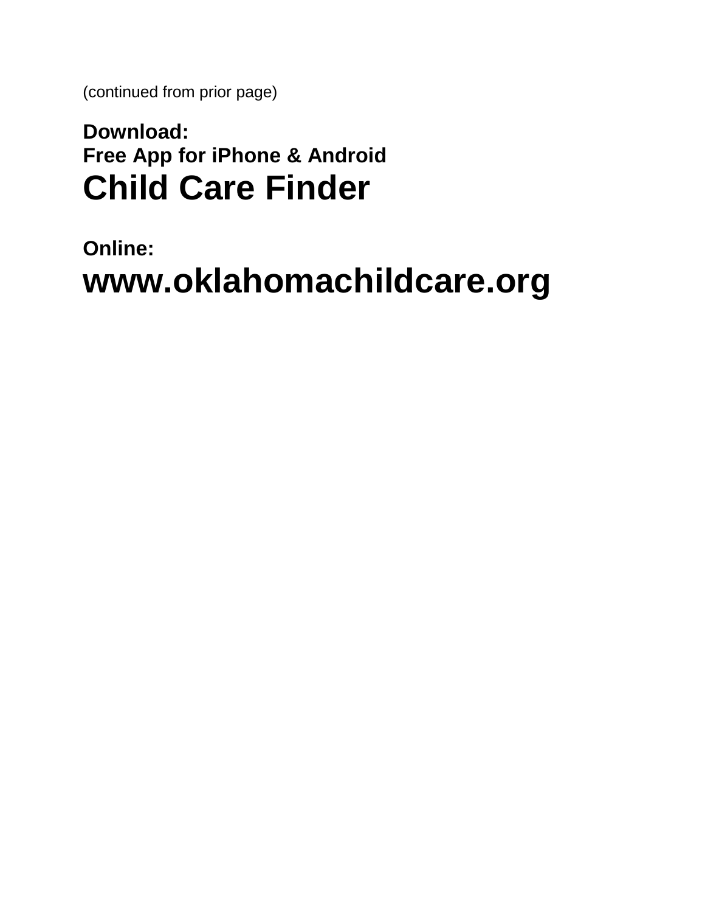(continued from prior page)

**Download:**
**Free App for iPhone & Android**

# Child Care Finder

**Online:**

# www.oklahomachildcare.org